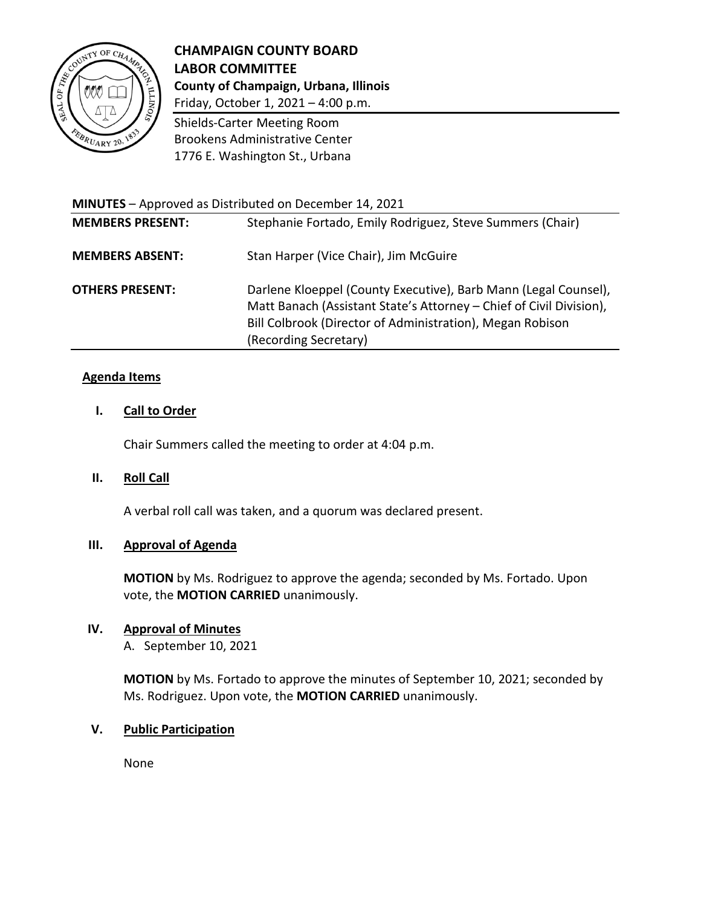# CHAMPAIGN COUNTY BOARD
## LABOR COMMITTEE

**County of Champaign, Urbana, Illinois**
Friday, October 1, 2021 – 4:00 p.m.

Shields-Carter Meeting Room
Brookens Administrative Center
1776 E. Washington St., Urbana

**MINUTES** – Approved as Distributed on December 14, 2021

| | |
|---|---|
| **MEMBERS PRESENT:** | Stephanie Fortado, Emily Rodriguez, Steve Summers (Chair) |
| **MEMBERS ABSENT:** | Stan Harper (Vice Chair), Jim McGuire |
| **OTHERS PRESENT:** | Darlene Kloeppel (County Executive), Barb Mann (Legal Counsel), Matt Banach (Assistant State's Attorney – Chief of Civil Division), Bill Colbrook (Director of Administration), Megan Robison (Recording Secretary) |

### Agenda Items

**I. Call to Order**

Chair Summers called the meeting to order at 4:04 p.m.

**II. Roll Call**

A verbal roll call was taken, and a quorum was declared present.

**III. Approval of Agenda**

**MOTION** by Ms. Rodriguez to approve the agenda; seconded by Ms. Fortado. Upon vote, the **MOTION CARRIED** unanimously.

**IV. Approval of Minutes**

A. September 10, 2021

**MOTION** by Ms. Fortado to approve the minutes of September 10, 2021; seconded by Ms. Rodriguez. Upon vote, the **MOTION CARRIED** unanimously.

**V. Public Participation**

None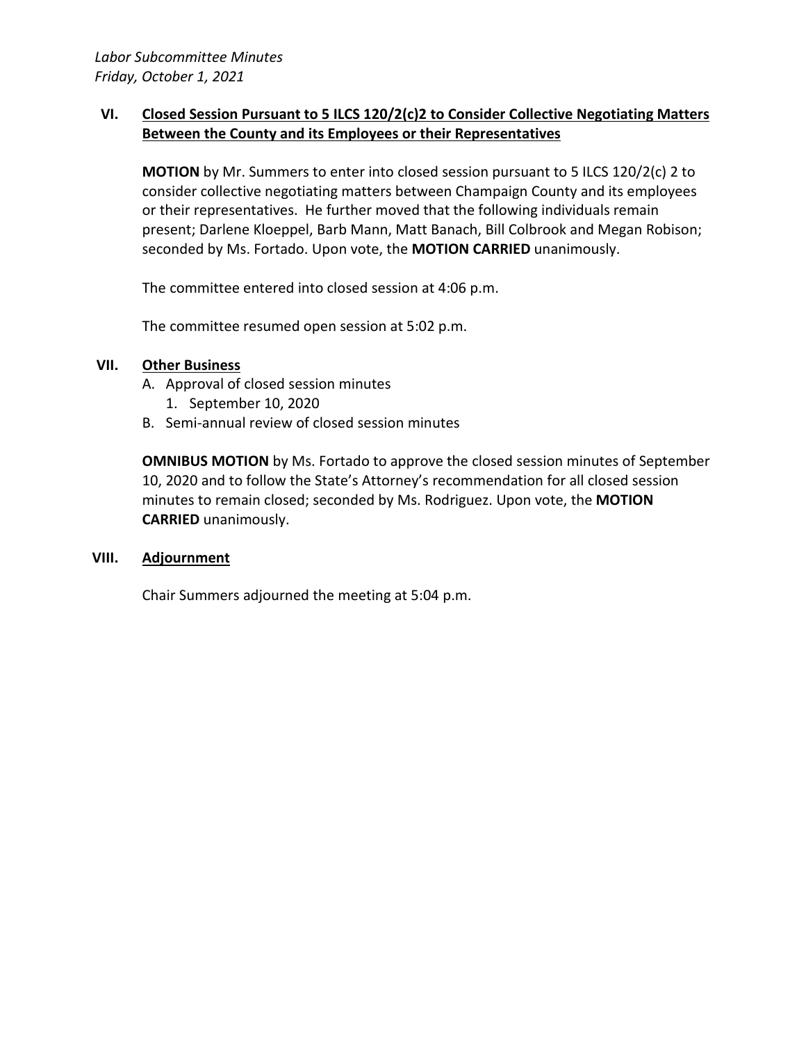## VI. Closed Session Pursuant to 5 ILCS 120/2(c)2 to Consider Collective Negotiating Matters Between the County and its Employees or their Representatives

**MOTION** by Mr. Summers to enter into closed session pursuant to 5 ILCS 120/2(c) 2 to consider collective negotiating matters between Champaign County and its employees or their representatives. He further moved that the following individuals remain present; Darlene Kloeppel, Barb Mann, Matt Banach, Bill Colbrook and Megan Robison; seconded by Ms. Fortado. Upon vote, the **MOTION CARRIED** unanimously.

The committee entered into closed session at 4:06 p.m.

The committee resumed open session at 5:02 p.m.

## VII. Other Business

A. Approval of closed session minutes
   1. September 10, 2020
B. Semi-annual review of closed session minutes

**OMNIBUS MOTION** by Ms. Fortado to approve the closed session minutes of September 10, 2020 and to follow the State's Attorney's recommendation for all closed session minutes to remain closed; seconded by Ms. Rodriguez. Upon vote, the **MOTION CARRIED** unanimously.

## VIII. Adjournment

Chair Summers adjourned the meeting at 5:04 p.m.